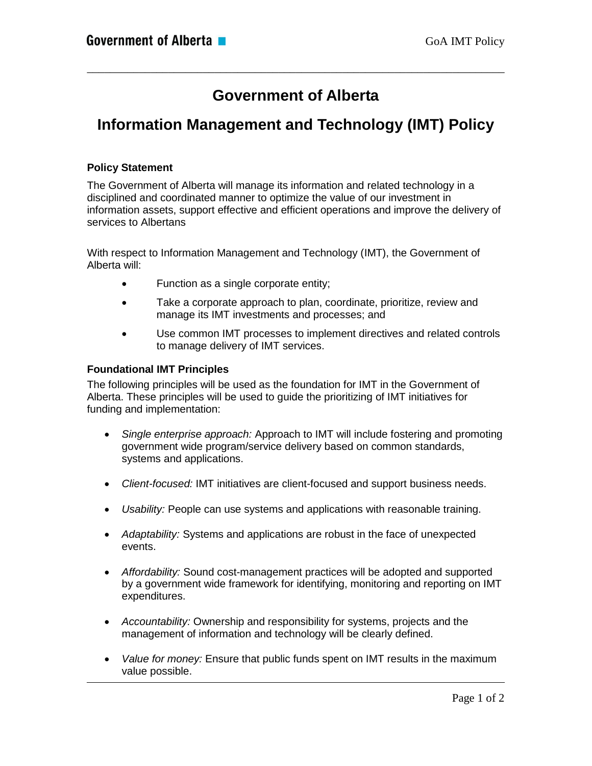# Government of Alberta

# Information Management and Technology (IMT) Policy

### Policy Statement

The Government of Alberta will manage its information and related technology in a disciplined and coordinated manner to optimize the value of our investment in information assets, support effective and efficient operations and improve the delivery of services to Albertans

With respect to Information Management and Technology (IMT), the Government of Alberta will:

- Function as a single corporate entity;
- Take a corporate approach to plan, coordinate, prioritize, review and manage its IMT investments and processes; and
- Use common IMT processes to implement directives and related controls to manage delivery of IMT services.

### Foundational IMT Principles

The following principles will be used as the foundation for IMT in the Government of Alberta. These principles will be used to guide the prioritizing of IMT initiatives for funding and implementation:

- *Single enterprise approach:* Approach to IMT will include fostering and promoting government wide program/service delivery based on common standards, systems and applications.
- *Client-focused:* IMT initiatives are client-focused and support business needs.
- *Usability:* People can use systems and applications with reasonable training.
- *Adaptability:* Systems and applications are robust in the face of unexpected events.
- *Affordability:* Sound cost-management practices will be adopted and supported by a government wide framework for identifying, monitoring and reporting on IMT expenditures.
- *Accountability:* Ownership and responsibility for systems, projects and the management of information and technology will be clearly defined.
- *Value for money:* Ensure that public funds spent on IMT results in the maximum value possible.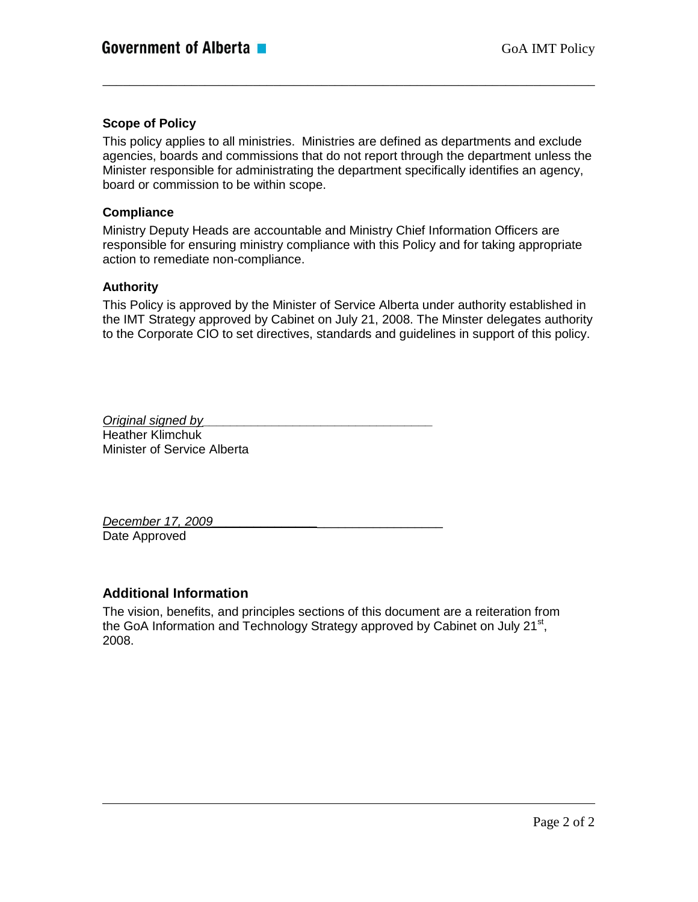### Scope of Policy

This policy applies to all ministries. Ministries are defined as departments and exclude agencies, boards and commissions that do not report through the department unless the Minister responsible for administrating the department specifically identifies an agency, board or commission to be within scope.

### Compliance

Ministry Deputy Heads are accountable and Ministry Chief Information Officers are responsible for ensuring ministry compliance with this Policy and for taking appropriate action to remediate non-compliance.

### Authority

This Policy is approved by the Minister of Service Alberta under authority established in the IMT Strategy approved by Cabinet on July 21, 2008. The Minster delegates authority to the Corporate CIO to set directives, standards and guidelines in support of this policy.

*Original signed by*\_\_\_\_\_\_\_\_\_\_\_\_\_\_\_\_\_\_\_\_\_\_\_\_\_\_\_\_\_\_\_\_
Heather Klimchuk
Minister of Service Alberta

*December 17, 2009*\_\_\_\_\_\_\_\_\_\_\_\_\_\_\_\_\_\_\_\_\_\_\_\_\_\_\_\_\_\_
Date Approved

## Additional Information

The vision, benefits, and principles sections of this document are a reiteration from the GoA Information and Technology Strategy approved by Cabinet on July 21st, 2008.